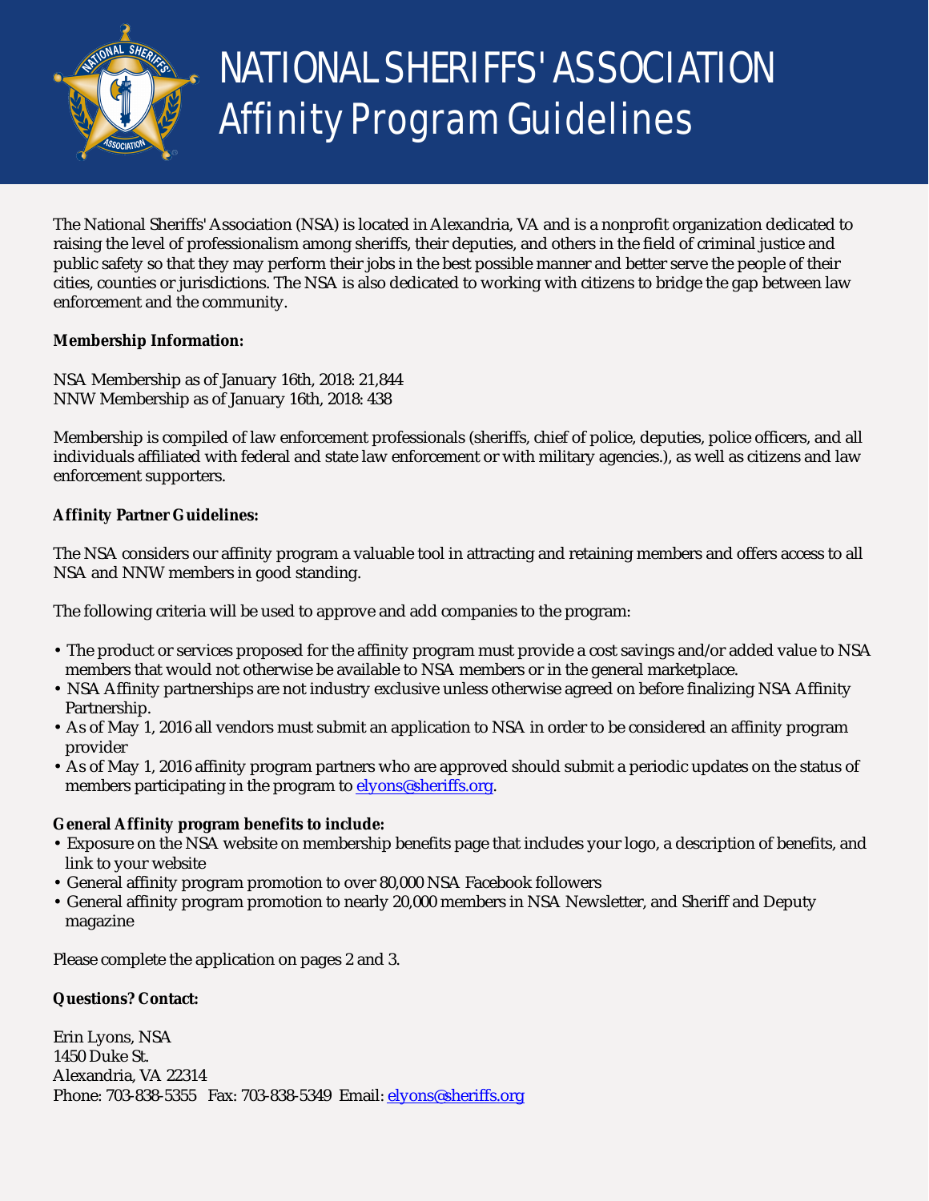# NATIONAL SHERIFFS' ASSOCIATION
## Affinity Program Guidelines

The National Sheriffs' Association (NSA) is located in Alexandria, VA and is a nonprofit organization dedicated to raising the level of professionalism among sheriffs, their deputies, and others in the field of criminal justice and public safety so that they may perform their jobs in the best possible manner and better serve the people of their cities, counties or jurisdictions. The NSA is also dedicated to working with citizens to bridge the gap between law enforcement and the community.

**Membership Information:**

NSA Membership as of January 16th, 2018: 21,844
NNW Membership as of January 16th, 2018: 438

Membership is compiled of law enforcement professionals (sheriffs, chief of police, deputies, police officers, and all individuals affiliated with federal and state law enforcement or with military agencies.), as well as citizens and law enforcement supporters.

**Affinity Partner Guidelines:**

The NSA considers our affinity program a valuable tool in attracting and retaining members and offers access to all NSA and NNW members in good standing.

The following criteria will be used to approve and add companies to the program:

- The product or services proposed for the affinity program must provide a cost savings and/or added value to NSA members that would not otherwise be available to NSA members or in the general marketplace.
- NSA Affinity partnerships are not industry exclusive unless otherwise agreed on before finalizing NSA Affinity Partnership.
- As of May 1, 2016 all vendors must submit an application to NSA in order to be considered an affinity program provider
- As of May 1, 2016 affinity program partners who are approved should submit a periodic updates on the status of members participating in the program to elyons@sheriffs.org.

**General Affinity program benefits to include:**

- Exposure on the NSA website on membership benefits page that includes your logo, a description of benefits, and link to your website
- General affinity program promotion to over 80,000 NSA Facebook followers
- General affinity program promotion to nearly 20,000 members in NSA Newsletter, and Sheriff and Deputy magazine

Please complete the application on pages 2 and 3.

**Questions? Contact:**

Erin Lyons, NSA
1450 Duke St.
Alexandria, VA 22314
Phone: 703-838-5355 Fax: 703-838-5349 Email: elyons@sheriffs.org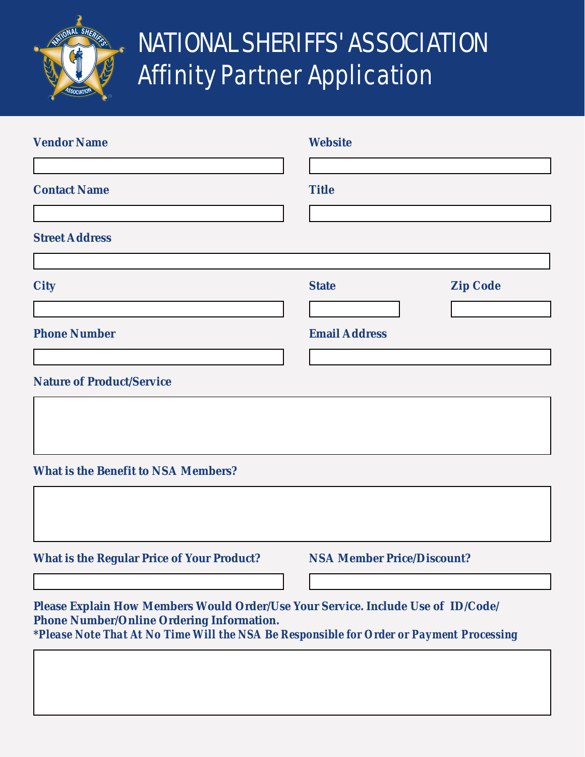# NATIONAL SHERIFFS' ASSOCIATION
## Affinity Partner Application

**Vendor Name**

**Website**

**Contact Name**

**Title**

**Street Address**

**City**

**State**

**Zip Code**

**Phone Number**

**Email Address**

**Nature of Product/Service**

**What is the Benefit to NSA Members?**

**What is the Regular Price of Your Product?**

**NSA Member Price/Discount?**

**Please Explain How Members Would Order/Use Your Service. Include Use of ID/Code/ Phone Number/Online Ordering Information.**
***Please Note That At No Time Will the NSA Be Responsible for Order or Payment Processing**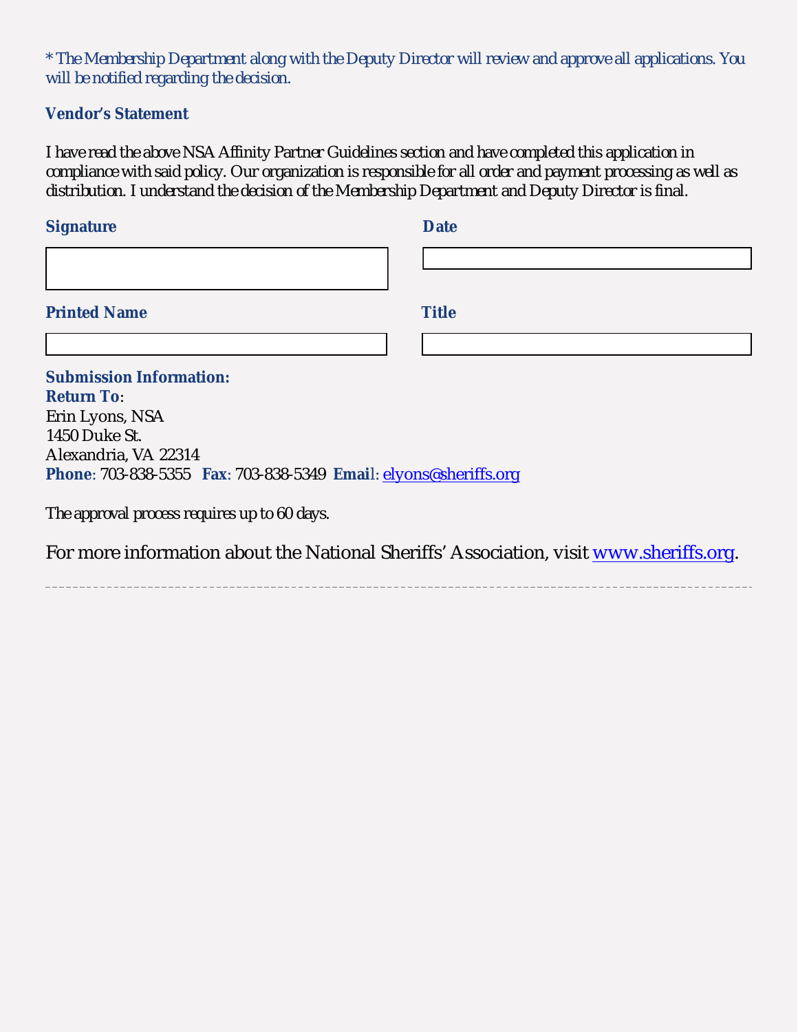*\* The Membership Department along with the Deputy Director will review and approve all applications. You will be notified regarding the decision.*

**Vendor's Statement**

I have read the above NSA Affinity Partner Guidelines section and have completed this application in compliance with said policy. Our organization is responsible for all order and payment processing as well as distribution. I understand the decision of the Membership Department and Deputy Director is final.

**Signature** ____________________ **Date** ____________________

**Printed Name** ____________________ **Title** ____________________

**Submission Information:**
**Return To**:
Erin Lyons, NSA
1450 Duke St.
Alexandria, VA 22314
**Phone**: 703-838-5355 **Fax**: 703-838-5349 **Email**: elyons@sheriffs.org

The approval process requires up to 60 days.

For more information about the National Sheriffs' Association, visit www.sheriffs.org.